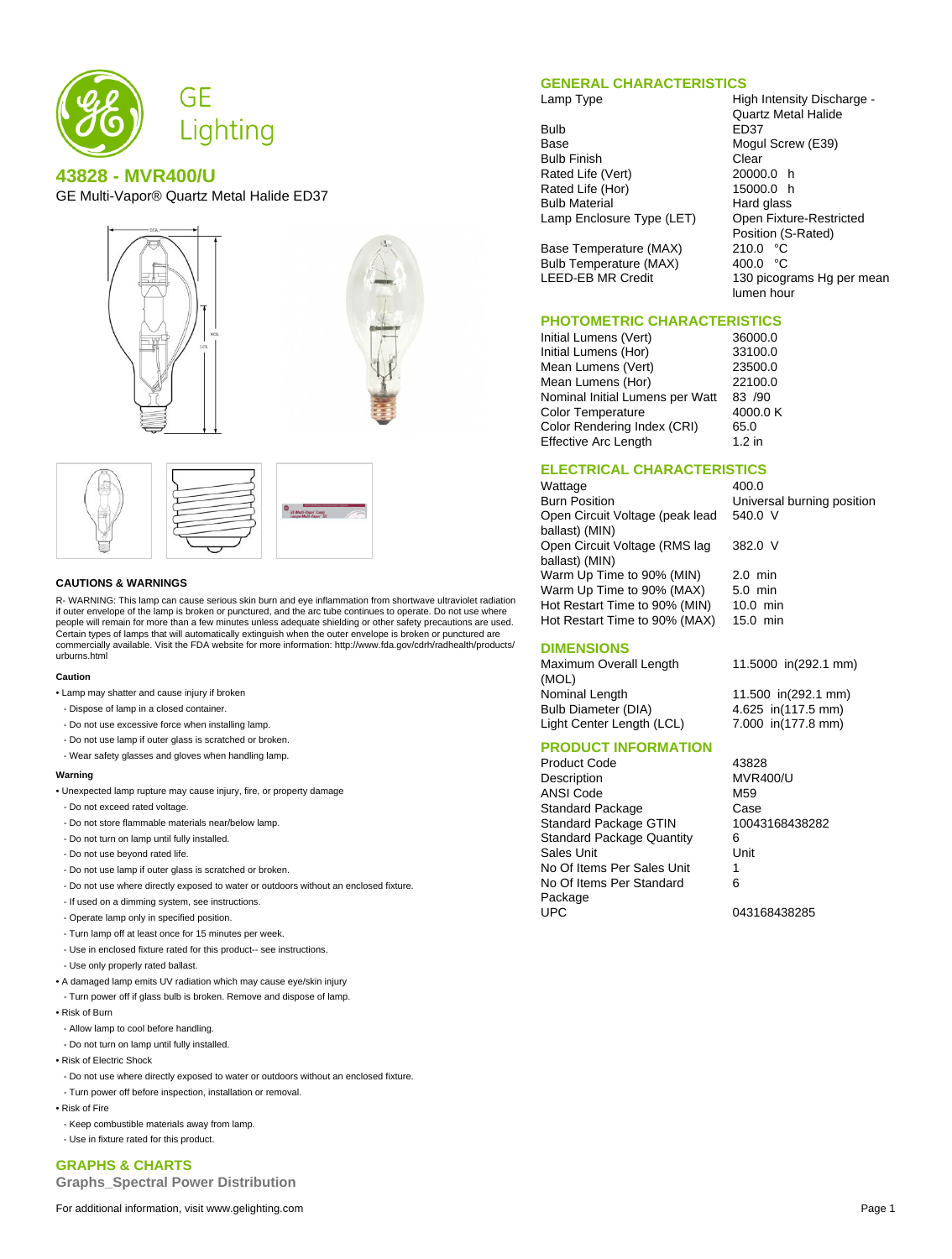# GE Lighting

## 43828 - MVR400/U

GE Multi-Vapor® Quartz Metal Halide ED37

### CAUTIONS & WARNINGS

R- WARNING: This lamp can cause serious skin burn and eye inflammation from shortwave ultraviolet radiation if outer envelope of the lamp is broken or punctured, and the arc tube continues to operate. Do not use where people will remain for more than a few minutes unless adequate shielding or other safety precautions are used. Certain types of lamps that will automatically extinguish when the outer envelope is broken or punctured are commercially available. Visit the FDA website for more information: http://www.fda.gov/cdrh/radhealth/products/urburns.html

**Caution**

- Lamp may shatter and cause injury if broken
  - Dispose of lamp in a closed container.
  - Do not use excessive force when installing lamp.
  - Do not use lamp if outer glass is scratched or broken.
  - Wear safety glasses and gloves when handling lamp.

**Warning**

- Unexpected lamp rupture may cause injury, fire, or property damage
  - Do not exceed rated voltage.
  - Do not store flammable materials near/below lamp.
  - Do not turn on lamp until fully installed.
  - Do not use beyond rated life.
  - Do not use lamp if outer glass is scratched or broken.
  - Do not use where directly exposed to water or outdoors without an enclosed fixture.
  - If used on a dimming system, see instructions.
  - Operate lamp only in specified position.
  - Turn lamp off at least once for 15 minutes per week.
  - Use in enclosed fixture rated for this product-- see instructions.
  - Use only properly rated ballast.
- A damaged lamp emits UV radiation which may cause eye/skin injury
  - Turn power off if glass bulb is broken. Remove and dispose of lamp.
- Risk of Burn
  - Allow lamp to cool before handling.
  - Do not turn on lamp until fully installed.
- Risk of Electric Shock
  - Do not use where directly exposed to water or outdoors without an enclosed fixture.
  - Turn power off before inspection, installation or removal.
- Risk of Fire
  - Keep combustible materials away from lamp.
  - Use in fixture rated for this product.

### GENERAL CHARACTERISTICS

| | |
|---|---|
| Lamp Type | High Intensity Discharge - Quartz Metal Halide |
| Bulb | ED37 |
| Base | Mogul Screw (E39) |
| Bulb Finish | Clear |
| Rated Life (Vert) | 20000.0 h |
| Rated Life (Hor) | 15000.0 h |
| Bulb Material | Hard glass |
| Lamp Enclosure Type (LET) | Open Fixture-Restricted Position (S-Rated) |
| Base Temperature (MAX) | 210.0 °C |
| Bulb Temperature (MAX) | 400.0 °C |
| LEED-EB MR Credit | 130 picograms Hg per mean lumen hour |

### PHOTOMETRIC CHARACTERISTICS

| | |
|---|---|
| Initial Lumens (Vert) | 36000.0 |
| Initial Lumens (Hor) | 33100.0 |
| Mean Lumens (Vert) | 23500.0 |
| Mean Lumens (Hor) | 22100.0 |
| Nominal Initial Lumens per Watt | 83 /90 |
| Color Temperature | 4000.0 K |
| Color Rendering Index (CRI) | 65.0 |
| Effective Arc Length | 1.2 in |

### ELECTRICAL CHARACTERISTICS

| | |
|---|---|
| Wattage | 400.0 |
| Burn Position | Universal burning position |
| Open Circuit Voltage (peak lead ballast) (MIN) | 540.0 V |
| Open Circuit Voltage (RMS lag ballast) (MIN) | 382.0 V |
| Warm Up Time to 90% (MIN) | 2.0 min |
| Warm Up Time to 90% (MAX) | 5.0 min |
| Hot Restart Time to 90% (MIN) | 10.0 min |
| Hot Restart Time to 90% (MAX) | 15.0 min |

### DIMENSIONS

| | |
|---|---|
| Maximum Overall Length (MOL) | 11.5000 in(292.1 mm) |
| Nominal Length | 11.500 in(292.1 mm) |
| Bulb Diameter (DIA) | 4.625 in(117.5 mm) |
| Light Center Length (LCL) | 7.000 in(177.8 mm) |

### PRODUCT INFORMATION

| | |
|---|---|
| Product Code | 43828 |
| Description | MVR400/U |
| ANSI Code | M59 |
| Standard Package | Case |
| Standard Package GTIN | 10043168438282 |
| Standard Package Quantity | 6 |
| Sales Unit | Unit |
| No Of Items Per Sales Unit | 1 |
| No Of Items Per Standard Package | 6 |
| UPC | 043168438285 |

### GRAPHS & CHARTS

**Graphs_Spectral Power Distribution**

For additional information, visit www.gelighting.com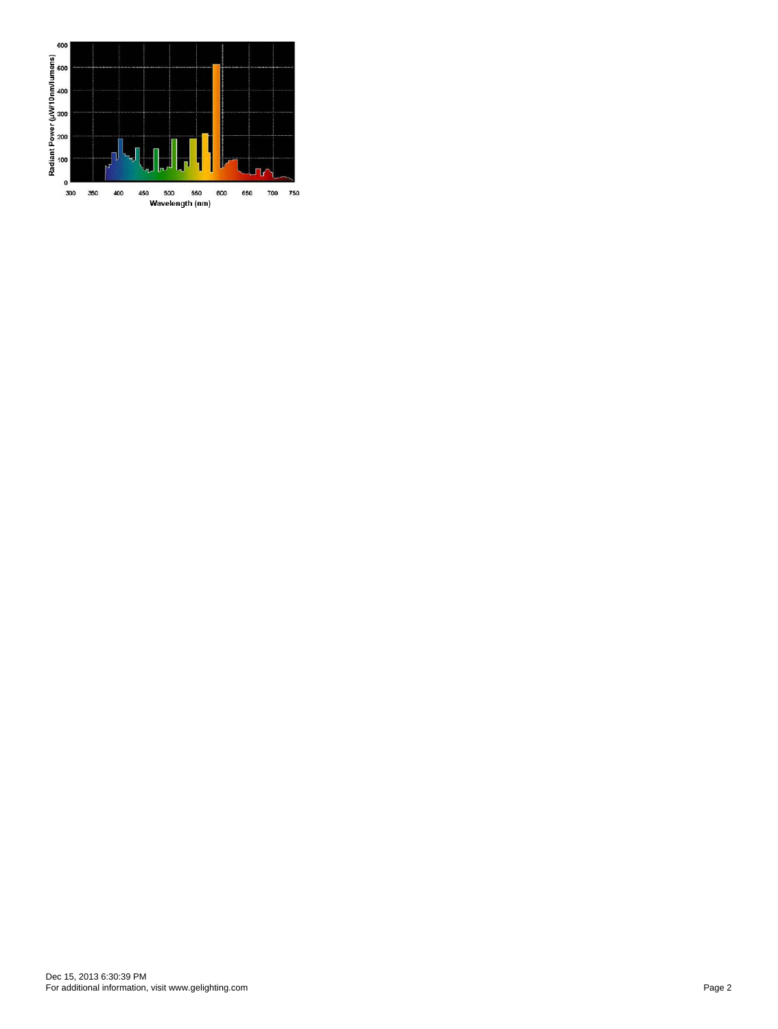Radiant Power (µW/10nm/lumens)

600
500
400
300
200
100
0

300 350 400 450 500 550 600 650 700 750

Wavelength (nm)

Dec 15, 2013 6:30:39 PM
For additional information, visit www.gelighting.com